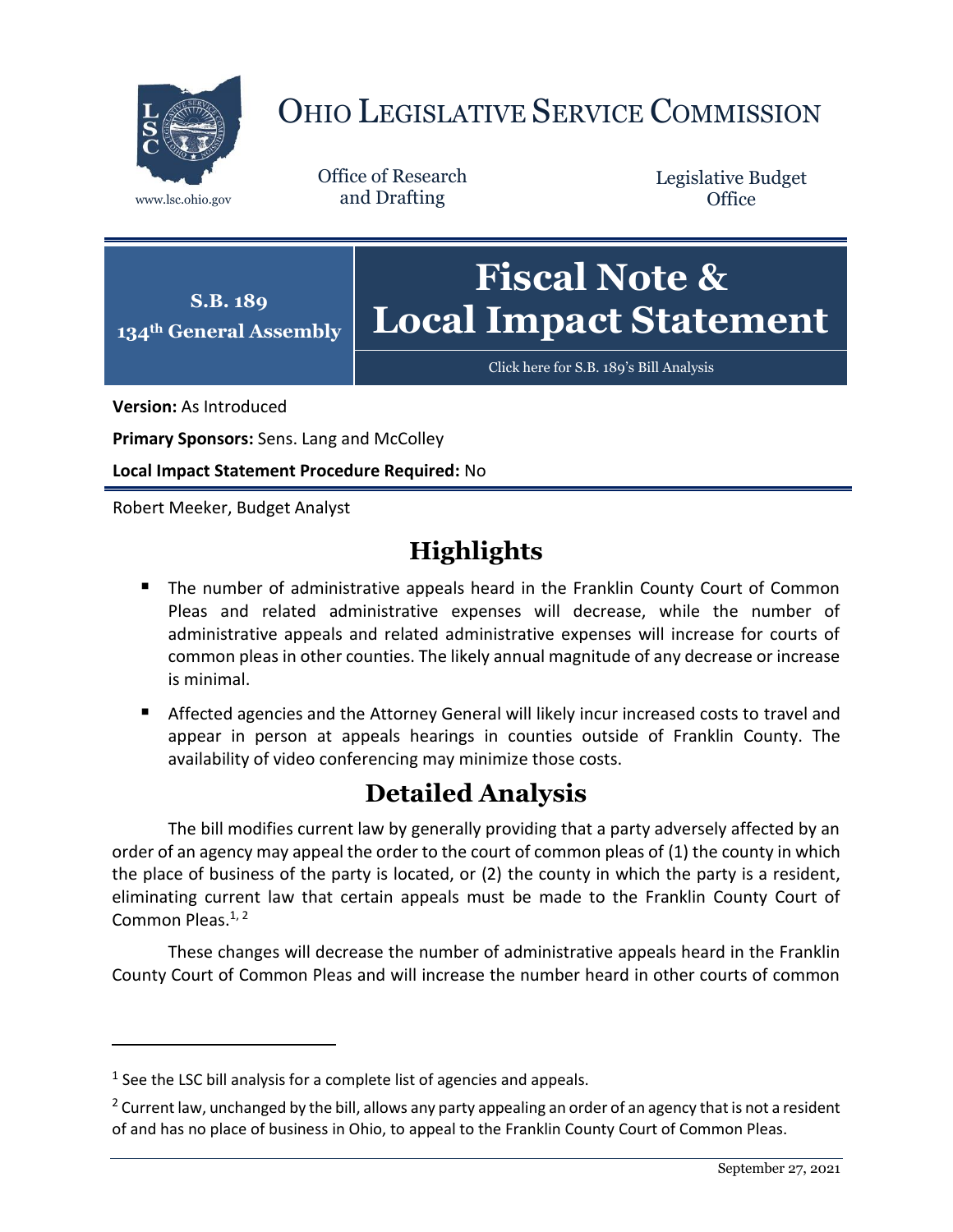# OHIO LEGISLATIVE SERVICE COMMISSION

www.lsc.ohio.gov

Office of Research and Drafting

Legislative Budget Office

**S.B. 189**
**134th General Assembly**

# Fiscal Note & Local Impact Statement

Click here for S.B. 189's Bill Analysis

**Version:** As Introduced

**Primary Sponsors:** Sens. Lang and McColley

**Local Impact Statement Procedure Required:** No

Robert Meeker, Budget Analyst

## Highlights

- The number of administrative appeals heard in the Franklin County Court of Common Pleas and related administrative expenses will decrease, while the number of administrative appeals and related administrative expenses will increase for courts of common pleas in other counties. The likely annual magnitude of any decrease or increase is minimal.
- Affected agencies and the Attorney General will likely incur increased costs to travel and appear in person at appeals hearings in counties outside of Franklin County. The availability of video conferencing may minimize those costs.

## Detailed Analysis

The bill modifies current law by generally providing that a party adversely affected by an order of an agency may appeal the order to the court of common pleas of (1) the county in which the place of business of the party is located, or (2) the county in which the party is a resident, eliminating current law that certain appeals must be made to the Franklin County Court of Common Pleas.[1, 2]

These changes will decrease the number of administrative appeals heard in the Franklin County Court of Common Pleas and will increase the number heard in other courts of common

---

[1] See the LSC bill analysis for a complete list of agencies and appeals.

[2] Current law, unchanged by the bill, allows any party appealing an order of an agency that is not a resident of and has no place of business in Ohio, to appeal to the Franklin County Court of Common Pleas.

September 27, 2021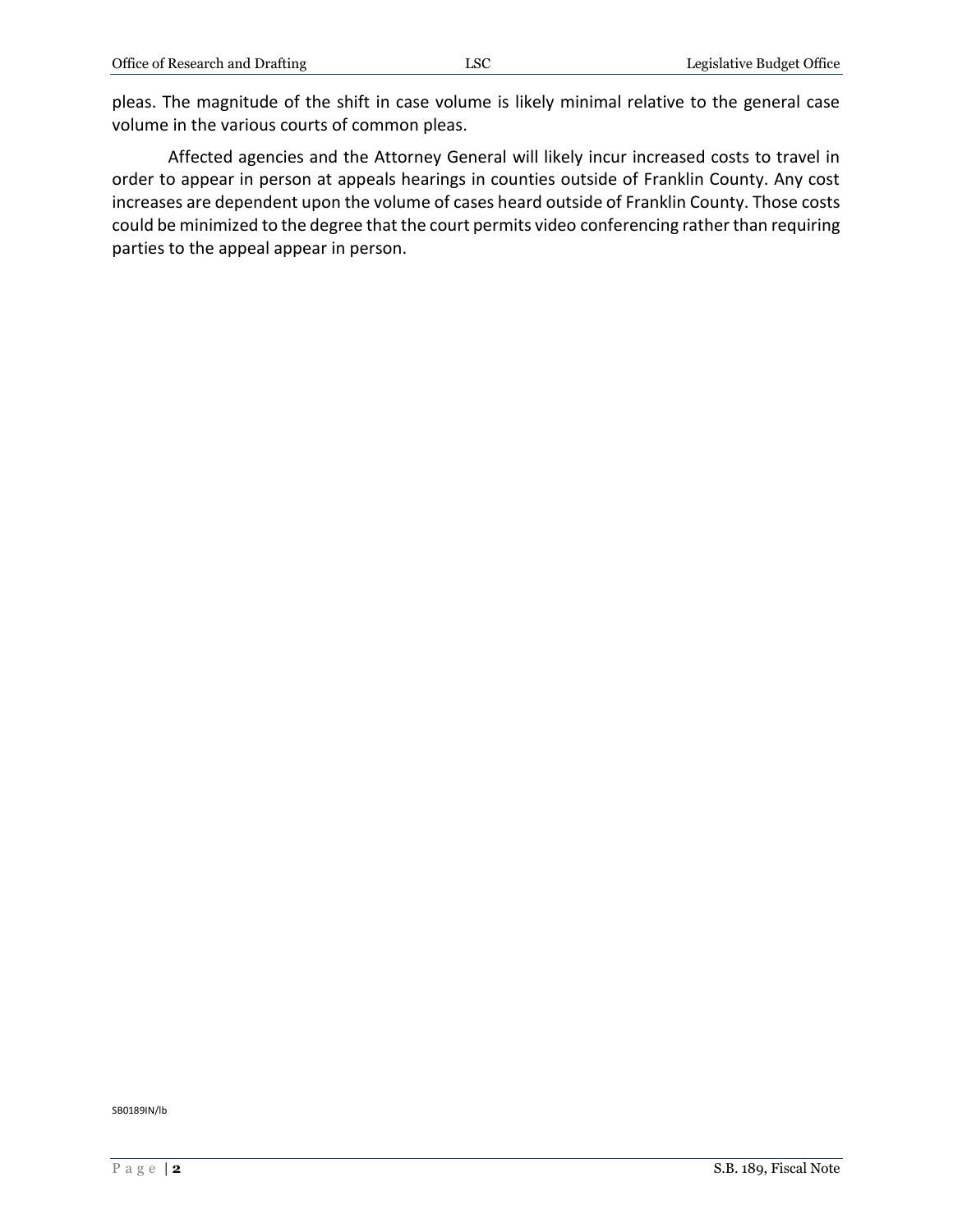pleas. The magnitude of the shift in case volume is likely minimal relative to the general case volume in the various courts of common pleas.

Affected agencies and the Attorney General will likely incur increased costs to travel in order to appear in person at appeals hearings in counties outside of Franklin County. Any cost increases are dependent upon the volume of cases heard outside of Franklin County. Those costs could be minimized to the degree that the court permits video conferencing rather than requiring parties to the appeal appear in person.

SB0189IN/lb